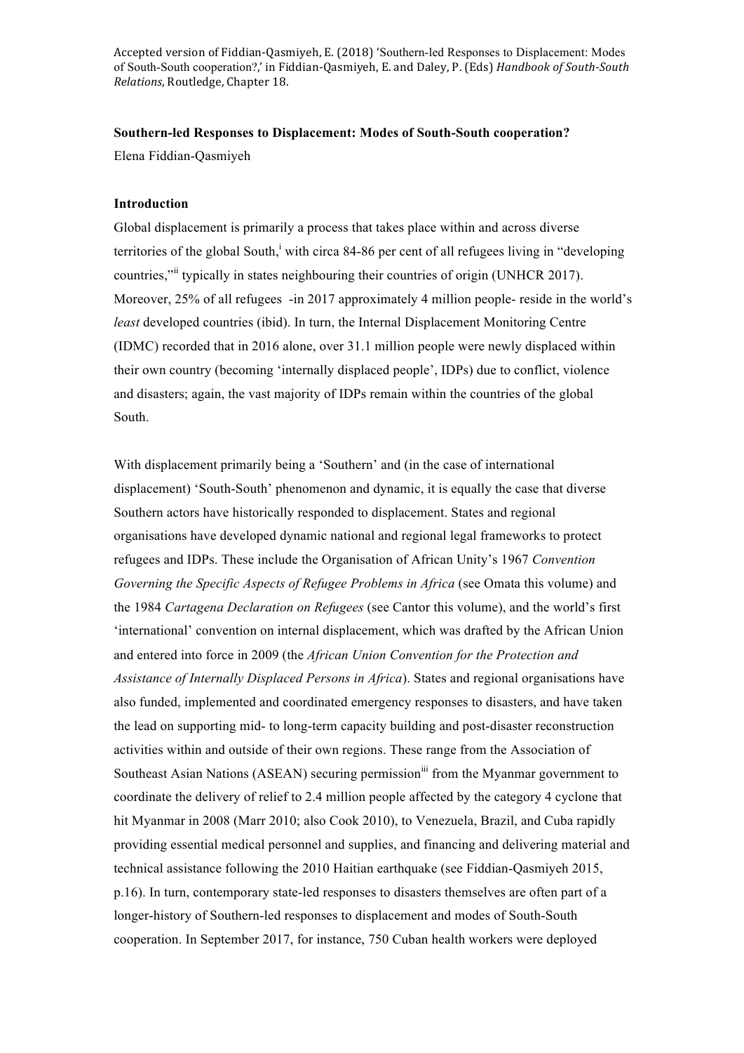Accepted version of Fiddian-Qasmiyeh, E. (2018) 'Southern-led Responses to Displacement: Modes of South-South cooperation?,' in Fiddian-Qasmiyeh, E. and Daley, P. (Eds) *Handbook of South-South Relations*, Routledge, Chapter 18.

# Southern-led Responses to Displacement: Modes of South-South cooperation?

Elena Fiddian-Qasmiyeh

## Introduction

Global displacement is primarily a process that takes place within and across diverse territories of the global South,[i] with circa 84-86 per cent of all refugees living in "developing countries,"[ii] typically in states neighbouring their countries of origin (UNHCR 2017). Moreover, 25% of all refugees -in 2017 approximately 4 million people- reside in the world's *least* developed countries (ibid). In turn, the Internal Displacement Monitoring Centre (IDMC) recorded that in 2016 alone, over 31.1 million people were newly displaced within their own country (becoming 'internally displaced people', IDPs) due to conflict, violence and disasters; again, the vast majority of IDPs remain within the countries of the global South.

With displacement primarily being a 'Southern' and (in the case of international displacement) 'South-South' phenomenon and dynamic, it is equally the case that diverse Southern actors have historically responded to displacement. States and regional organisations have developed dynamic national and regional legal frameworks to protect refugees and IDPs. These include the Organisation of African Unity's 1967 *Convention Governing the Specific Aspects of Refugee Problems in Africa* (see Omata this volume) and the 1984 *Cartagena Declaration on Refugees* (see Cantor this volume), and the world's first 'international' convention on internal displacement, which was drafted by the African Union and entered into force in 2009 (the *African Union Convention for the Protection and Assistance of Internally Displaced Persons in Africa*). States and regional organisations have also funded, implemented and coordinated emergency responses to disasters, and have taken the lead on supporting mid- to long-term capacity building and post-disaster reconstruction activities within and outside of their own regions. These range from the Association of Southeast Asian Nations (ASEAN) securing permission[iii] from the Myanmar government to coordinate the delivery of relief to 2.4 million people affected by the category 4 cyclone that hit Myanmar in 2008 (Marr 2010; also Cook 2010), to Venezuela, Brazil, and Cuba rapidly providing essential medical personnel and supplies, and financing and delivering material and technical assistance following the 2010 Haitian earthquake (see Fiddian-Qasmiyeh 2015, p.16). In turn, contemporary state-led responses to disasters themselves are often part of a longer-history of Southern-led responses to displacement and modes of South-South cooperation. In September 2017, for instance, 750 Cuban health workers were deployed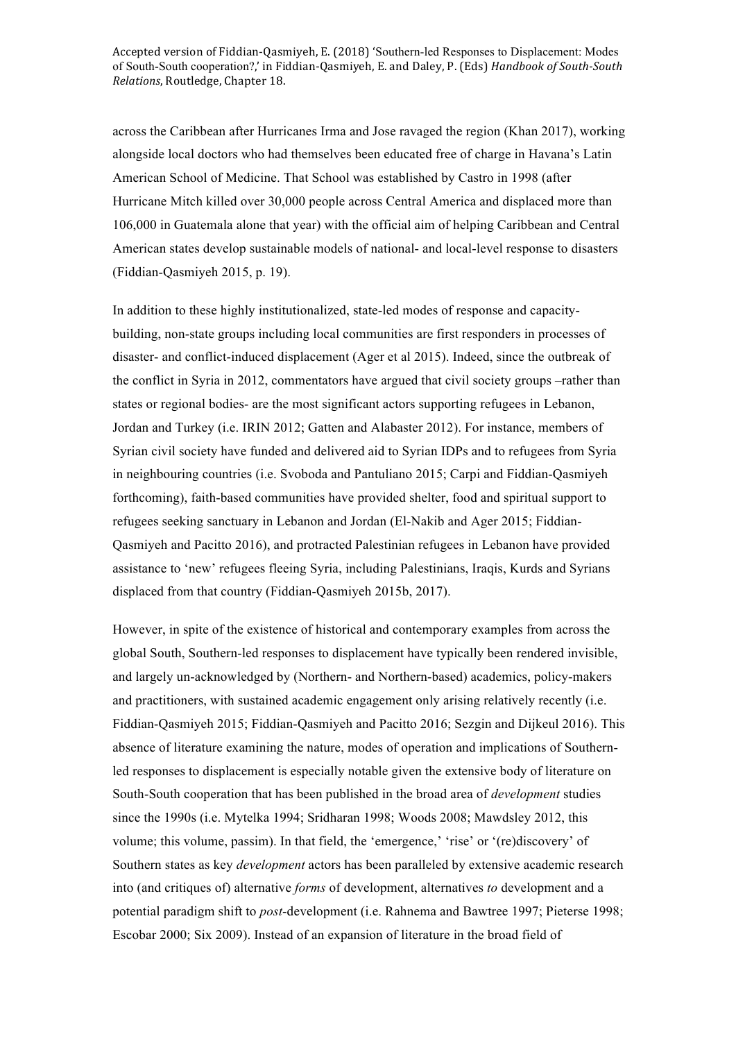across the Caribbean after Hurricanes Irma and Jose ravaged the region (Khan 2017), working alongside local doctors who had themselves been educated free of charge in Havana's Latin American School of Medicine. That School was established by Castro in 1998 (after Hurricane Mitch killed over 30,000 people across Central America and displaced more than 106,000 in Guatemala alone that year) with the official aim of helping Caribbean and Central American states develop sustainable models of national- and local-level response to disasters (Fiddian-Qasmiyeh 2015, p. 19).

In addition to these highly institutionalized, state-led modes of response and capacity-building, non-state groups including local communities are first responders in processes of disaster- and conflict-induced displacement (Ager et al 2015). Indeed, since the outbreak of the conflict in Syria in 2012, commentators have argued that civil society groups –rather than states or regional bodies- are the most significant actors supporting refugees in Lebanon, Jordan and Turkey (i.e. IRIN 2012; Gatten and Alabaster 2012). For instance, members of Syrian civil society have funded and delivered aid to Syrian IDPs and to refugees from Syria in neighbouring countries (i.e. Svoboda and Pantuliano 2015; Carpi and Fiddian-Qasmiyeh forthcoming), faith-based communities have provided shelter, food and spiritual support to refugees seeking sanctuary in Lebanon and Jordan (El-Nakib and Ager 2015; Fiddian-Qasmiyeh and Pacitto 2016), and protracted Palestinian refugees in Lebanon have provided assistance to 'new' refugees fleeing Syria, including Palestinians, Iraqis, Kurds and Syrians displaced from that country (Fiddian-Qasmiyeh 2015b, 2017).

However, in spite of the existence of historical and contemporary examples from across the global South, Southern-led responses to displacement have typically been rendered invisible, and largely un-acknowledged by (Northern- and Northern-based) academics, policy-makers and practitioners, with sustained academic engagement only arising relatively recently (i.e. Fiddian-Qasmiyeh 2015; Fiddian-Qasmiyeh and Pacitto 2016; Sezgin and Dijkeul 2016). This absence of literature examining the nature, modes of operation and implications of Southern-led responses to displacement is especially notable given the extensive body of literature on South-South cooperation that has been published in the broad area of *development* studies since the 1990s (i.e. Mytelka 1994; Sridharan 1998; Woods 2008; Mawdsley 2012, this volume; this volume, passim). In that field, the 'emergence,' 'rise' or '(re)discovery' of Southern states as key *development* actors has been paralleled by extensive academic research into (and critiques of) alternative *forms* of development, alternatives *to* development and a potential paradigm shift to *post*-development (i.e. Rahnema and Bawtree 1997; Pieterse 1998; Escobar 2000; Six 2009). Instead of an expansion of literature in the broad field of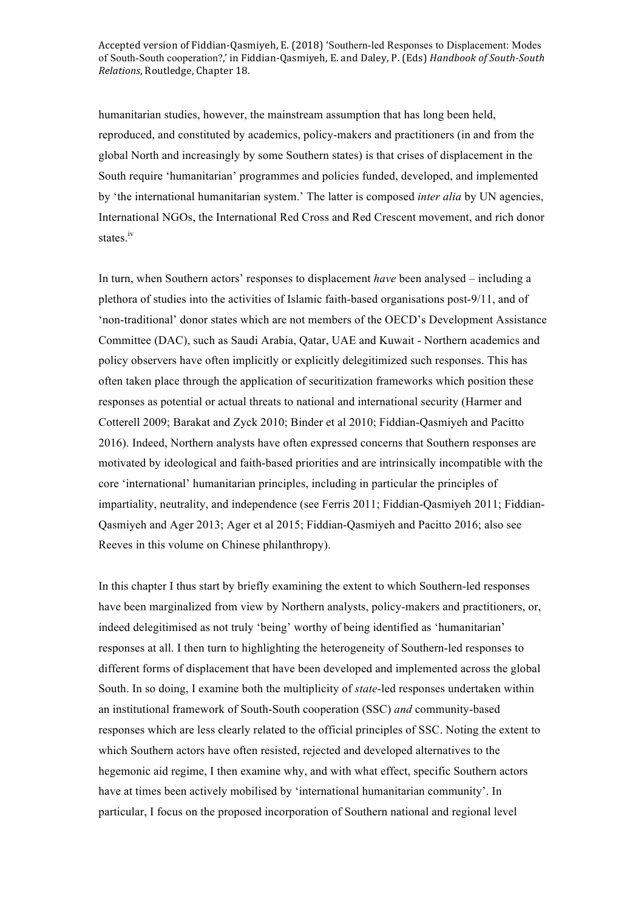humanitarian studies, however, the mainstream assumption that has long been held, reproduced, and constituted by academics, policy-makers and practitioners (in and from the global North and increasingly by some Southern states) is that crises of displacement in the South require 'humanitarian' programmes and policies funded, developed, and implemented by 'the international humanitarian system.' The latter is composed *inter alia* by UN agencies, International NGOs, the International Red Cross and Red Crescent movement, and rich donor states.[iv]

In turn, when Southern actors' responses to displacement *have* been analysed – including a plethora of studies into the activities of Islamic faith-based organisations post-9/11, and of 'non-traditional' donor states which are not members of the OECD's Development Assistance Committee (DAC), such as Saudi Arabia, Qatar, UAE and Kuwait - Northern academics and policy observers have often implicitly or explicitly delegitimized such responses. This has often taken place through the application of securitization frameworks which position these responses as potential or actual threats to national and international security (Harmer and Cotterell 2009; Barakat and Zyck 2010; Binder et al 2010; Fiddian-Qasmiyeh and Pacitto 2016). Indeed, Northern analysts have often expressed concerns that Southern responses are motivated by ideological and faith-based priorities and are intrinsically incompatible with the core 'international' humanitarian principles, including in particular the principles of impartiality, neutrality, and independence (see Ferris 2011; Fiddian-Qasmiyeh 2011; Fiddian-Qasmiyeh and Ager 2013; Ager et al 2015; Fiddian-Qasmiyeh and Pacitto 2016; also see Reeves in this volume on Chinese philanthropy).

In this chapter I thus start by briefly examining the extent to which Southern-led responses have been marginalized from view by Northern analysts, policy-makers and practitioners, or, indeed delegitimised as not truly 'being' worthy of being identified as 'humanitarian' responses at all. I then turn to highlighting the heterogeneity of Southern-led responses to different forms of displacement that have been developed and implemented across the global South. In so doing, I examine both the multiplicity of *state*-led responses undertaken within an institutional framework of South-South cooperation (SSC) *and* community-based responses which are less clearly related to the official principles of SSC. Noting the extent to which Southern actors have often resisted, rejected and developed alternatives to the hegemonic aid regime, I then examine why, and with what effect, specific Southern actors have at times been actively mobilised by 'international humanitarian community'. In particular, I focus on the proposed incorporation of Southern national and regional level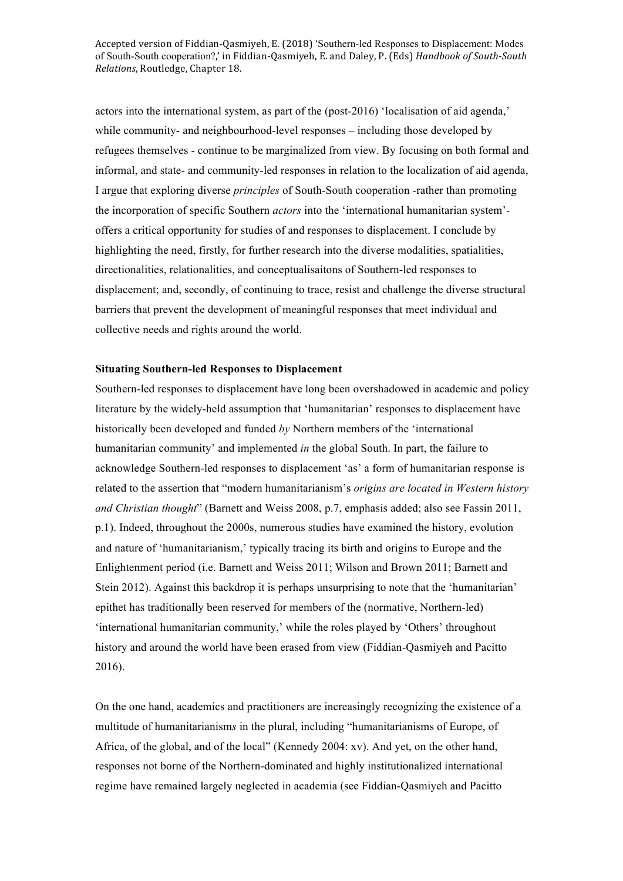actors into the international system, as part of the (post-2016) 'localisation of aid agenda,' while community- and neighbourhood-level responses – including those developed by refugees themselves - continue to be marginalized from view. By focusing on both formal and informal, and state- and community-led responses in relation to the localization of aid agenda, I argue that exploring diverse *principles* of South-South cooperation -rather than promoting the incorporation of specific Southern *actors* into the 'international humanitarian system'- offers a critical opportunity for studies of and responses to displacement. I conclude by highlighting the need, firstly, for further research into the diverse modalities, spatialities, directionalities, relationalities, and conceptualisaitons of Southern-led responses to displacement; and, secondly, of continuing to trace, resist and challenge the diverse structural barriers that prevent the development of meaningful responses that meet individual and collective needs and rights around the world.

**Situating Southern-led Responses to Displacement**

Southern-led responses to displacement have long been overshadowed in academic and policy literature by the widely-held assumption that 'humanitarian' responses to displacement have historically been developed and funded *by* Northern members of the 'international humanitarian community' and implemented *in* the global South. In part, the failure to acknowledge Southern-led responses to displacement 'as' a form of humanitarian response is related to the assertion that "modern humanitarianism's *origins are located in Western history and Christian thought*" (Barnett and Weiss 2008, p.7, emphasis added; also see Fassin 2011, p.1). Indeed, throughout the 2000s, numerous studies have examined the history, evolution and nature of 'humanitarianism,' typically tracing its birth and origins to Europe and the Enlightenment period (i.e. Barnett and Weiss 2011; Wilson and Brown 2011; Barnett and Stein 2012). Against this backdrop it is perhaps unsurprising to note that the 'humanitarian' epithet has traditionally been reserved for members of the (normative, Northern-led) 'international humanitarian community,' while the roles played by 'Others' throughout history and around the world have been erased from view (Fiddian-Qasmiyeh and Pacitto 2016).

On the one hand, academics and practitioners are increasingly recognizing the existence of a multitude of humanitarianism*s* in the plural, including "humanitarianisms of Europe, of Africa, of the global, and of the local" (Kennedy 2004: xv). And yet, on the other hand, responses not borne of the Northern-dominated and highly institutionalized international regime have remained largely neglected in academia (see Fiddian-Qasmiyeh and Pacitto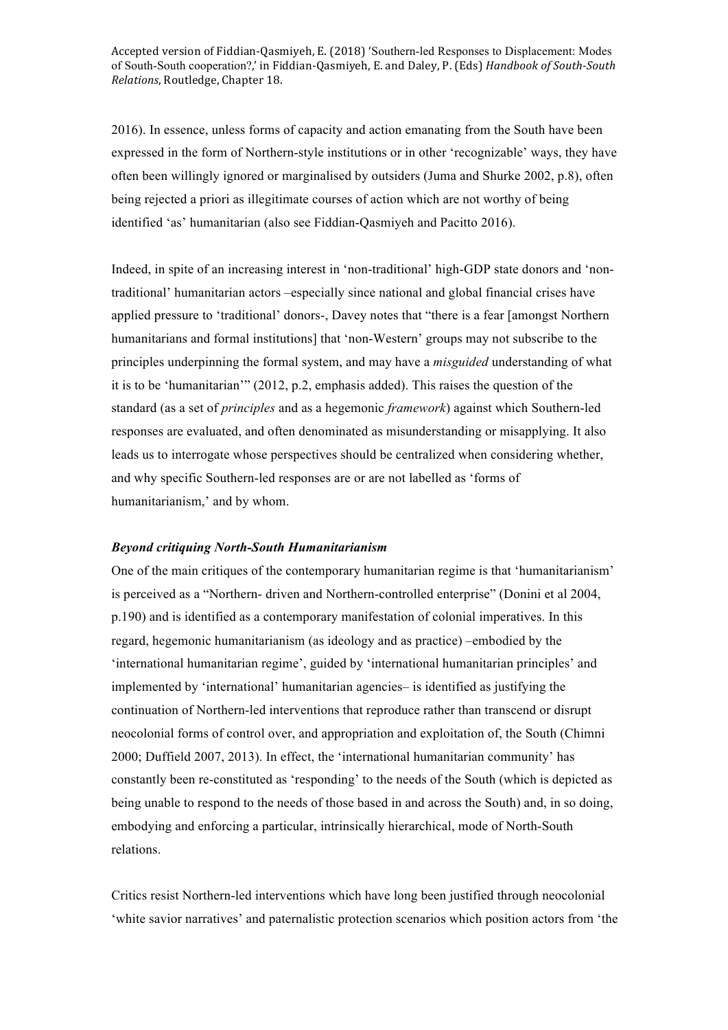2016). In essence, unless forms of capacity and action emanating from the South have been expressed in the form of Northern-style institutions or in other 'recognizable' ways, they have often been willingly ignored or marginalised by outsiders (Juma and Shurke 2002, p.8), often being rejected a priori as illegitimate courses of action which are not worthy of being identified 'as' humanitarian (also see Fiddian-Qasmiyeh and Pacitto 2016).

Indeed, in spite of an increasing interest in 'non-traditional' high-GDP state donors and 'non-traditional' humanitarian actors –especially since national and global financial crises have applied pressure to 'traditional' donors-, Davey notes that "there is a fear [amongst Northern humanitarians and formal institutions] that 'non-Western' groups may not subscribe to the principles underpinning the formal system, and may have a *misguided* understanding of what it is to be 'humanitarian'" (2012, p.2, emphasis added). This raises the question of the standard (as a set of *principles* and as a hegemonic *framework*) against which Southern-led responses are evaluated, and often denominated as misunderstanding or misapplying. It also leads us to interrogate whose perspectives should be centralized when considering whether, and why specific Southern-led responses are or are not labelled as 'forms of humanitarianism,' and by whom.

### *Beyond critiquing North-South Humanitarianism*

One of the main critiques of the contemporary humanitarian regime is that 'humanitarianism' is perceived as a "Northern- driven and Northern-controlled enterprise" (Donini et al 2004, p.190) and is identified as a contemporary manifestation of colonial imperatives. In this regard, hegemonic humanitarianism (as ideology and as practice) –embodied by the 'international humanitarian regime', guided by 'international humanitarian principles' and implemented by 'international' humanitarian agencies– is identified as justifying the continuation of Northern-led interventions that reproduce rather than transcend or disrupt neocolonial forms of control over, and appropriation and exploitation of, the South (Chimni 2000; Duffield 2007, 2013). In effect, the 'international humanitarian community' has constantly been re-constituted as 'responding' to the needs of the South (which is depicted as being unable to respond to the needs of those based in and across the South) and, in so doing, embodying and enforcing a particular, intrinsically hierarchical, mode of North-South relations.

Critics resist Northern-led interventions which have long been justified through neocolonial 'white savior narratives' and paternalistic protection scenarios which position actors from 'the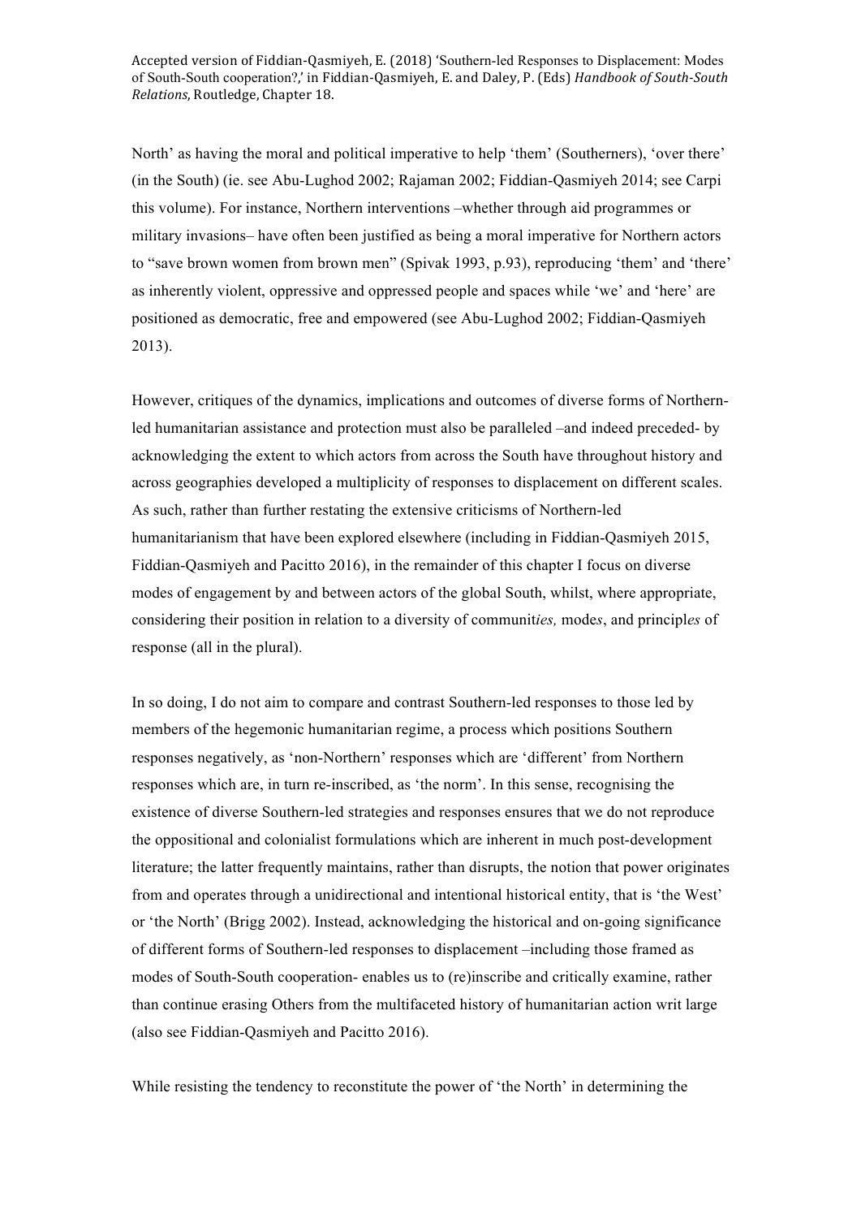North' as having the moral and political imperative to help 'them' (Southerners), 'over there' (in the South) (ie. see Abu-Lughod 2002; Rajaman 2002; Fiddian-Qasmiyeh 2014; see Carpi this volume). For instance, Northern interventions –whether through aid programmes or military invasions– have often been justified as being a moral imperative for Northern actors to "save brown women from brown men" (Spivak 1993, p.93), reproducing 'them' and 'there' as inherently violent, oppressive and oppressed people and spaces while 'we' and 'here' are positioned as democratic, free and empowered (see Abu-Lughod 2002; Fiddian-Qasmiyeh 2013).

However, critiques of the dynamics, implications and outcomes of diverse forms of Northern-led humanitarian assistance and protection must also be paralleled –and indeed preceded- by acknowledging the extent to which actors from across the South have throughout history and across geographies developed a multiplicity of responses to displacement on different scales. As such, rather than further restating the extensive criticisms of Northern-led humanitarianism that have been explored elsewhere (including in Fiddian-Qasmiyeh 2015, Fiddian-Qasmiyeh and Pacitto 2016), in the remainder of this chapter I focus on diverse modes of engagement by and between actors of the global South, whilst, where appropriate, considering their position in relation to a diversity of communit*ies,* mode*s*, and princip*les* of response (all in the plural).

In so doing, I do not aim to compare and contrast Southern-led responses to those led by members of the hegemonic humanitarian regime, a process which positions Southern responses negatively, as 'non-Northern' responses which are 'different' from Northern responses which are, in turn re-inscribed, as 'the norm'. In this sense, recognising the existence of diverse Southern-led strategies and responses ensures that we do not reproduce the oppositional and colonialist formulations which are inherent in much post-development literature; the latter frequently maintains, rather than disrupts, the notion that power originates from and operates through a unidirectional and intentional historical entity, that is 'the West' or 'the North' (Brigg 2002). Instead, acknowledging the historical and on-going significance of different forms of Southern-led responses to displacement –including those framed as modes of South-South cooperation- enables us to (re)inscribe and critically examine, rather than continue erasing Others from the multifaceted history of humanitarian action writ large (also see Fiddian-Qasmiyeh and Pacitto 2016).

While resisting the tendency to reconstitute the power of 'the North' in determining the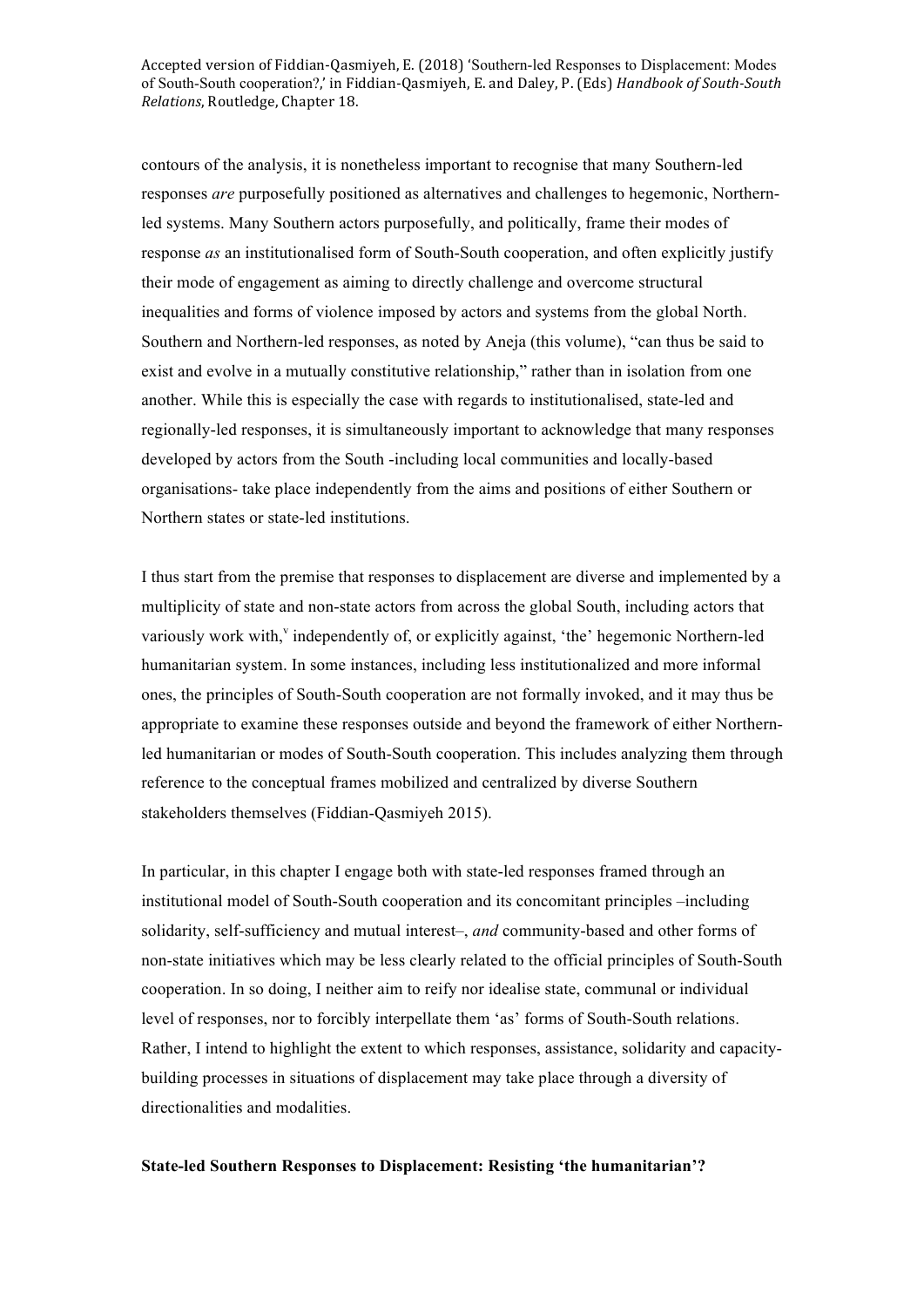contours of the analysis, it is nonetheless important to recognise that many Southern-led responses *are* purposefully positioned as alternatives and challenges to hegemonic, Northern-led systems. Many Southern actors purposefully, and politically, frame their modes of response *as* an institutionalised form of South-South cooperation, and often explicitly justify their mode of engagement as aiming to directly challenge and overcome structural inequalities and forms of violence imposed by actors and systems from the global North. Southern and Northern-led responses, as noted by Aneja (this volume), "can thus be said to exist and evolve in a mutually constitutive relationship," rather than in isolation from one another. While this is especially the case with regards to institutionalised, state-led and regionally-led responses, it is simultaneously important to acknowledge that many responses developed by actors from the South -including local communities and locally-based organisations- take place independently from the aims and positions of either Southern or Northern states or state-led institutions.

I thus start from the premise that responses to displacement are diverse and implemented by a multiplicity of state and non-state actors from across the global South, including actors that variously work with,[v] independently of, or explicitly against, 'the' hegemonic Northern-led humanitarian system. In some instances, including less institutionalized and more informal ones, the principles of South-South cooperation are not formally invoked, and it may thus be appropriate to examine these responses outside and beyond the framework of either Northern-led humanitarian or modes of South-South cooperation. This includes analyzing them through reference to the conceptual frames mobilized and centralized by diverse Southern stakeholders themselves (Fiddian-Qasmiyeh 2015).

In particular, in this chapter I engage both with state-led responses framed through an institutional model of South-South cooperation and its concomitant principles –including solidarity, self-sufficiency and mutual interest–, *and* community-based and other forms of non-state initiatives which may be less clearly related to the official principles of South-South cooperation. In so doing, I neither aim to reify nor idealise state, communal or individual level of responses, nor to forcibly interpellate them 'as' forms of South-South relations. Rather, I intend to highlight the extent to which responses, assistance, solidarity and capacity-building processes in situations of displacement may take place through a diversity of directionalities and modalities.

**State-led Southern Responses to Displacement: Resisting 'the humanitarian'?**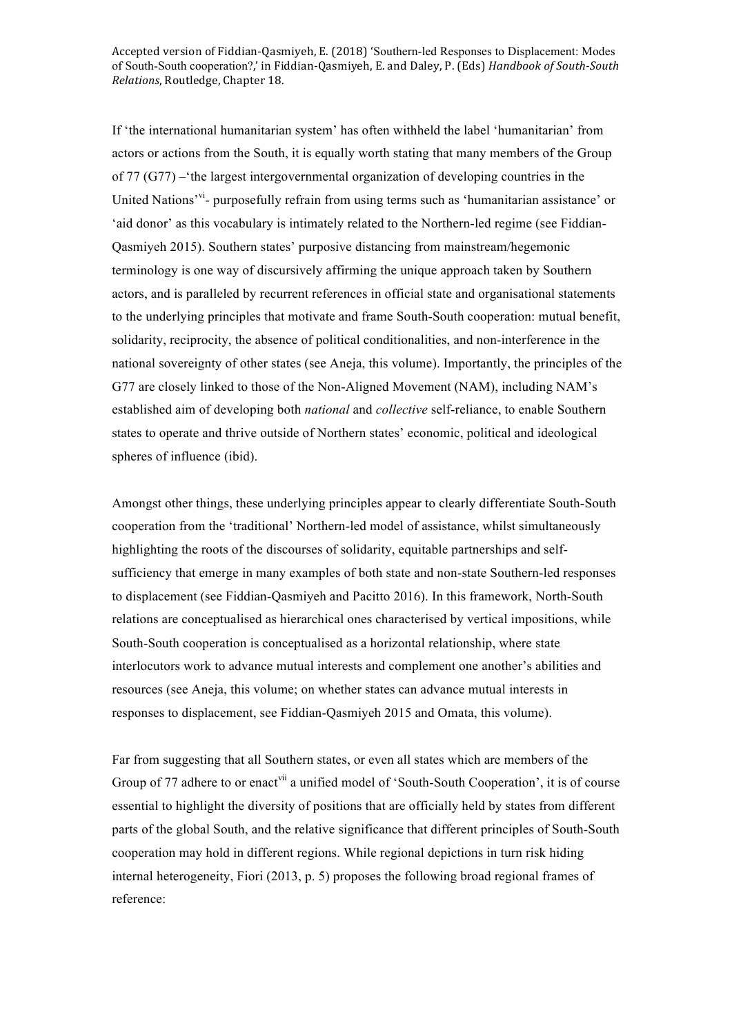If 'the international humanitarian system' has often withheld the label 'humanitarian' from actors or actions from the South, it is equally worth stating that many members of the Group of 77 (G77) –'the largest intergovernmental organization of developing countries in the United Nations'[vi]- purposefully refrain from using terms such as 'humanitarian assistance' or 'aid donor' as this vocabulary is intimately related to the Northern-led regime (see Fiddian-Qasmiyeh 2015). Southern states' purposive distancing from mainstream/hegemonic terminology is one way of discursively affirming the unique approach taken by Southern actors, and is paralleled by recurrent references in official state and organisational statements to the underlying principles that motivate and frame South-South cooperation: mutual benefit, solidarity, reciprocity, the absence of political conditionalities, and non-interference in the national sovereignty of other states (see Aneja, this volume). Importantly, the principles of the G77 are closely linked to those of the Non-Aligned Movement (NAM), including NAM's established aim of developing both *national* and *collective* self-reliance, to enable Southern states to operate and thrive outside of Northern states' economic, political and ideological spheres of influence (ibid).

Amongst other things, these underlying principles appear to clearly differentiate South-South cooperation from the 'traditional' Northern-led model of assistance, whilst simultaneously highlighting the roots of the discourses of solidarity, equitable partnerships and self-sufficiency that emerge in many examples of both state and non-state Southern-led responses to displacement (see Fiddian-Qasmiyeh and Pacitto 2016). In this framework, North-South relations are conceptualised as hierarchical ones characterised by vertical impositions, while South-South cooperation is conceptualised as a horizontal relationship, where state interlocutors work to advance mutual interests and complement one another's abilities and resources (see Aneja, this volume; on whether states can advance mutual interests in responses to displacement, see Fiddian-Qasmiyeh 2015 and Omata, this volume).

Far from suggesting that all Southern states, or even all states which are members of the Group of 77 adhere to or enact[vii] a unified model of 'South-South Cooperation', it is of course essential to highlight the diversity of positions that are officially held by states from different parts of the global South, and the relative significance that different principles of South-South cooperation may hold in different regions. While regional depictions in turn risk hiding internal heterogeneity, Fiori (2013, p. 5) proposes the following broad regional frames of reference: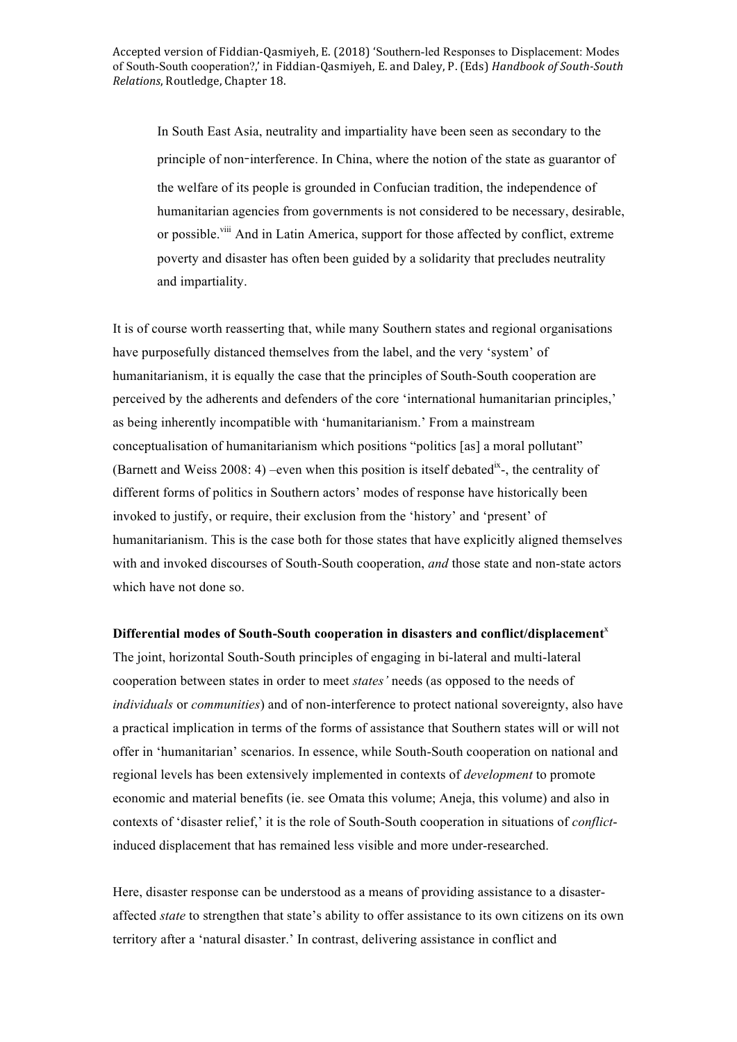In South East Asia, neutrality and impartiality have been seen as secondary to the principle of non‑interference. In China, where the notion of the state as guarantor of the welfare of its people is grounded in Confucian tradition, the independence of humanitarian agencies from governments is not considered to be necessary, desirable, or possible.[viii] And in Latin America, support for those affected by conflict, extreme poverty and disaster has often been guided by a solidarity that precludes neutrality and impartiality.

It is of course worth reasserting that, while many Southern states and regional organisations have purposefully distanced themselves from the label, and the very 'system' of humanitarianism, it is equally the case that the principles of South-South cooperation are perceived by the adherents and defenders of the core 'international humanitarian principles,' as being inherently incompatible with 'humanitarianism.' From a mainstream conceptualisation of humanitarianism which positions "politics [as] a moral pollutant" (Barnett and Weiss 2008: 4) –even when this position is itself debated[ix]-, the centrality of different forms of politics in Southern actors' modes of response have historically been invoked to justify, or require, their exclusion from the 'history' and 'present' of humanitarianism. This is the case both for those states that have explicitly aligned themselves with and invoked discourses of South-South cooperation, *and* those state and non-state actors which have not done so.

**Differential modes of South-South cooperation in disasters and conflict/displacement**[x]

The joint, horizontal South-South principles of engaging in bi-lateral and multi-lateral cooperation between states in order to meet *states'* needs (as opposed to the needs of *individuals* or *communities*) and of non-interference to protect national sovereignty, also have a practical implication in terms of the forms of assistance that Southern states will or will not offer in 'humanitarian' scenarios. In essence, while South-South cooperation on national and regional levels has been extensively implemented in contexts of *development* to promote economic and material benefits (ie. see Omata this volume; Aneja, this volume) and also in contexts of 'disaster relief,' it is the role of South-South cooperation in situations of *conflict*-induced displacement that has remained less visible and more under-researched.

Here, disaster response can be understood as a means of providing assistance to a disaster-affected *state* to strengthen that state's ability to offer assistance to its own citizens on its own territory after a 'natural disaster.' In contrast, delivering assistance in conflict and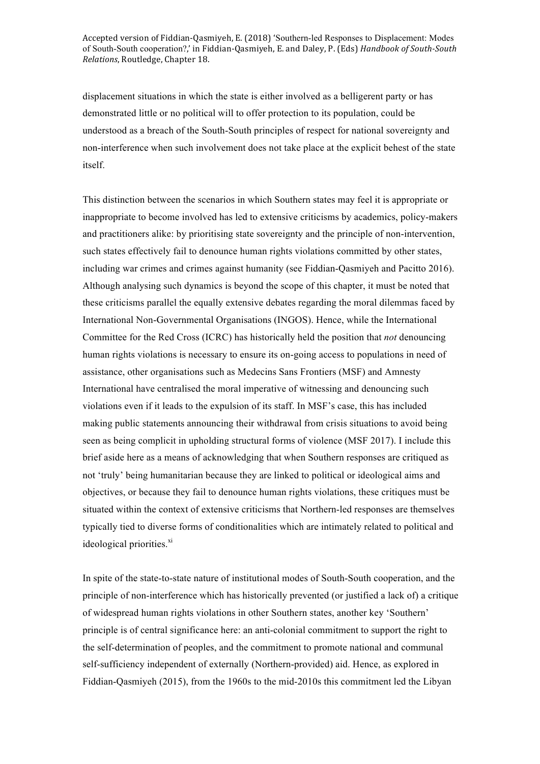displacement situations in which the state is either involved as a belligerent party or has demonstrated little or no political will to offer protection to its population, could be understood as a breach of the South-South principles of respect for national sovereignty and non-interference when such involvement does not take place at the explicit behest of the state itself.

This distinction between the scenarios in which Southern states may feel it is appropriate or inappropriate to become involved has led to extensive criticisms by academics, policy-makers and practitioners alike: by prioritising state sovereignty and the principle of non-intervention, such states effectively fail to denounce human rights violations committed by other states, including war crimes and crimes against humanity (see Fiddian-Qasmiyeh and Pacitto 2016). Although analysing such dynamics is beyond the scope of this chapter, it must be noted that these criticisms parallel the equally extensive debates regarding the moral dilemmas faced by International Non-Governmental Organisations (INGOS). Hence, while the International Committee for the Red Cross (ICRC) has historically held the position that *not* denouncing human rights violations is necessary to ensure its on-going access to populations in need of assistance, other organisations such as Medecins Sans Frontiers (MSF) and Amnesty International have centralised the moral imperative of witnessing and denouncing such violations even if it leads to the expulsion of its staff. In MSF's case, this has included making public statements announcing their withdrawal from crisis situations to avoid being seen as being complicit in upholding structural forms of violence (MSF 2017). I include this brief aside here as a means of acknowledging that when Southern responses are critiqued as not 'truly' being humanitarian because they are linked to political or ideological aims and objectives, or because they fail to denounce human rights violations, these critiques must be situated within the context of extensive criticisms that Northern-led responses are themselves typically tied to diverse forms of conditionalities which are intimately related to political and ideological priorities.[xi]

In spite of the state-to-state nature of institutional modes of South-South cooperation, and the principle of non-interference which has historically prevented (or justified a lack of) a critique of widespread human rights violations in other Southern states, another key 'Southern' principle is of central significance here: an anti-colonial commitment to support the right to the self-determination of peoples, and the commitment to promote national and communal self-sufficiency independent of externally (Northern-provided) aid. Hence, as explored in Fiddian-Qasmiyeh (2015), from the 1960s to the mid-2010s this commitment led the Libyan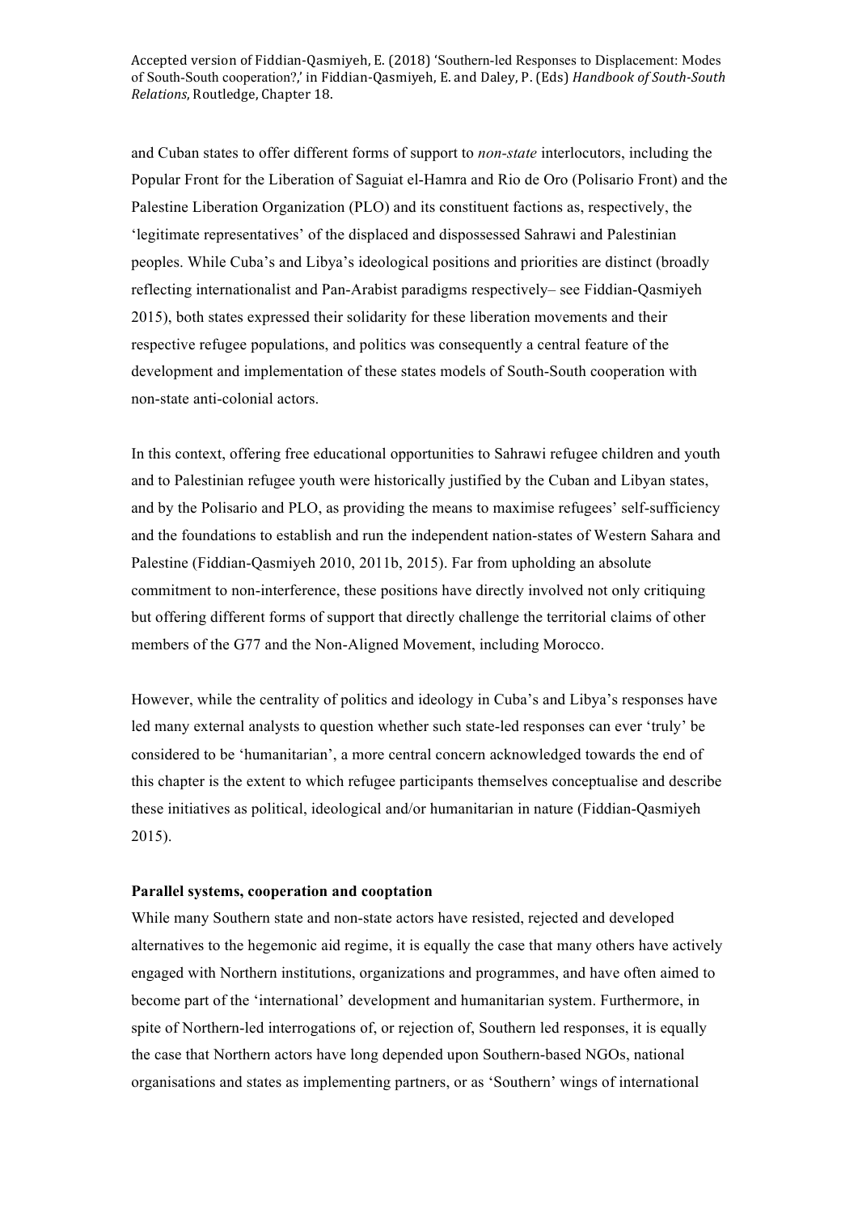and Cuban states to offer different forms of support to *non-state* interlocutors, including the Popular Front for the Liberation of Saguiat el-Hamra and Rio de Oro (Polisario Front) and the Palestine Liberation Organization (PLO) and its constituent factions as, respectively, the 'legitimate representatives' of the displaced and dispossessed Sahrawi and Palestinian peoples. While Cuba's and Libya's ideological positions and priorities are distinct (broadly reflecting internationalist and Pan-Arabist paradigms respectively– see Fiddian-Qasmiyeh 2015), both states expressed their solidarity for these liberation movements and their respective refugee populations, and politics was consequently a central feature of the development and implementation of these states models of South-South cooperation with non-state anti-colonial actors.

In this context, offering free educational opportunities to Sahrawi refugee children and youth and to Palestinian refugee youth were historically justified by the Cuban and Libyan states, and by the Polisario and PLO, as providing the means to maximise refugees' self-sufficiency and the foundations to establish and run the independent nation-states of Western Sahara and Palestine (Fiddian-Qasmiyeh 2010, 2011b, 2015). Far from upholding an absolute commitment to non-interference, these positions have directly involved not only critiquing but offering different forms of support that directly challenge the territorial claims of other members of the G77 and the Non-Aligned Movement, including Morocco.

However, while the centrality of politics and ideology in Cuba's and Libya's responses have led many external analysts to question whether such state-led responses can ever 'truly' be considered to be 'humanitarian', a more central concern acknowledged towards the end of this chapter is the extent to which refugee participants themselves conceptualise and describe these initiatives as political, ideological and/or humanitarian in nature (Fiddian-Qasmiyeh 2015).

**Parallel systems, cooperation and cooptation**

While many Southern state and non-state actors have resisted, rejected and developed alternatives to the hegemonic aid regime, it is equally the case that many others have actively engaged with Northern institutions, organizations and programmes, and have often aimed to become part of the 'international' development and humanitarian system. Furthermore, in spite of Northern-led interrogations of, or rejection of, Southern led responses, it is equally the case that Northern actors have long depended upon Southern-based NGOs, national organisations and states as implementing partners, or as 'Southern' wings of international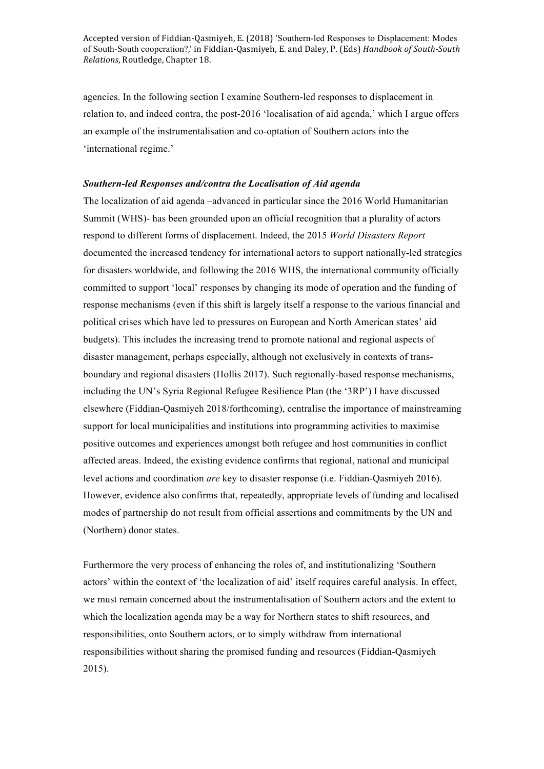agencies. In the following section I examine Southern-led responses to displacement in relation to, and indeed contra, the post-2016 'localisation of aid agenda,' which I argue offers an example of the instrumentalisation and co-optation of Southern actors into the 'international regime.'

### ***Southern-led Responses and/contra the Localisation of Aid agenda***

The localization of aid agenda –advanced in particular since the 2016 World Humanitarian Summit (WHS)- has been grounded upon an official recognition that a plurality of actors respond to different forms of displacement. Indeed, the 2015 *World Disasters Report* documented the increased tendency for international actors to support nationally-led strategies for disasters worldwide, and following the 2016 WHS, the international community officially committed to support 'local' responses by changing its mode of operation and the funding of response mechanisms (even if this shift is largely itself a response to the various financial and political crises which have led to pressures on European and North American states' aid budgets). This includes the increasing trend to promote national and regional aspects of disaster management, perhaps especially, although not exclusively in contexts of trans-boundary and regional disasters (Hollis 2017). Such regionally-based response mechanisms, including the UN's Syria Regional Refugee Resilience Plan (the '3RP') I have discussed elsewhere (Fiddian-Qasmiyeh 2018/forthcoming), centralise the importance of mainstreaming support for local municipalities and institutions into programming activities to maximise positive outcomes and experiences amongst both refugee and host communities in conflict affected areas. Indeed, the existing evidence confirms that regional, national and municipal level actions and coordination *are* key to disaster response (i.e. Fiddian-Qasmiyeh 2016). However, evidence also confirms that, repeatedly, appropriate levels of funding and localised modes of partnership do not result from official assertions and commitments by the UN and (Northern) donor states.

Furthermore the very process of enhancing the roles of, and institutionalizing 'Southern actors' within the context of 'the localization of aid' itself requires careful analysis. In effect, we must remain concerned about the instrumentalisation of Southern actors and the extent to which the localization agenda may be a way for Northern states to shift resources, and responsibilities, onto Southern actors, or to simply withdraw from international responsibilities without sharing the promised funding and resources (Fiddian-Qasmiyeh 2015).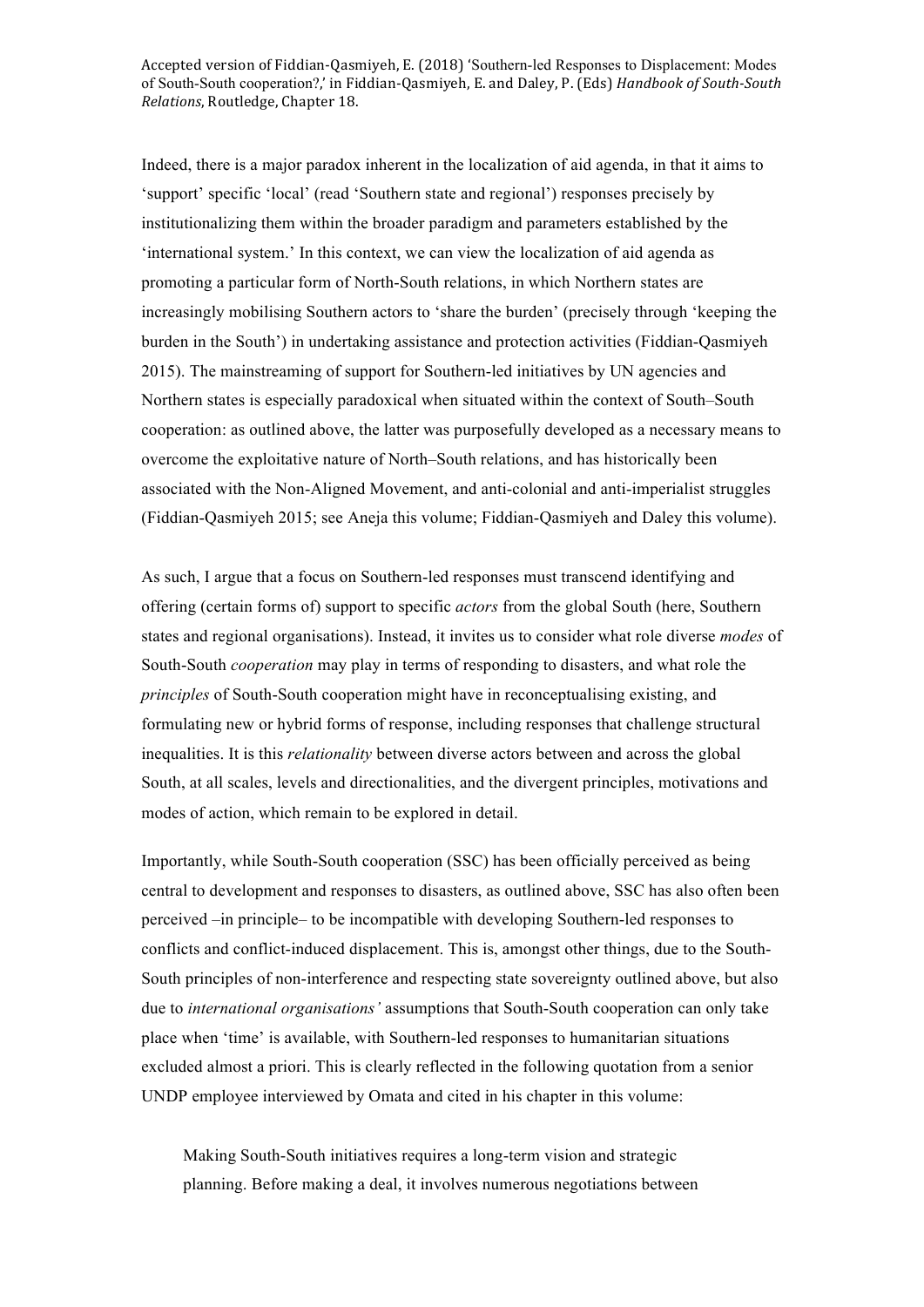Indeed, there is a major paradox inherent in the localization of aid agenda, in that it aims to 'support' specific 'local' (read 'Southern state and regional') responses precisely by institutionalizing them within the broader paradigm and parameters established by the 'international system.' In this context, we can view the localization of aid agenda as promoting a particular form of North-South relations, in which Northern states are increasingly mobilising Southern actors to 'share the burden' (precisely through 'keeping the burden in the South') in undertaking assistance and protection activities (Fiddian-Qasmiyeh 2015). The mainstreaming of support for Southern-led initiatives by UN agencies and Northern states is especially paradoxical when situated within the context of South–South cooperation: as outlined above, the latter was purposefully developed as a necessary means to overcome the exploitative nature of North–South relations, and has historically been associated with the Non-Aligned Movement, and anti-colonial and anti-imperialist struggles (Fiddian-Qasmiyeh 2015; see Aneja this volume; Fiddian-Qasmiyeh and Daley this volume).

As such, I argue that a focus on Southern-led responses must transcend identifying and offering (certain forms of) support to specific *actors* from the global South (here, Southern states and regional organisations). Instead, it invites us to consider what role diverse *modes* of South-South *cooperation* may play in terms of responding to disasters, and what role the *principles* of South-South cooperation might have in reconceptualising existing, and formulating new or hybrid forms of response, including responses that challenge structural inequalities. It is this *relationality* between diverse actors between and across the global South, at all scales, levels and directionalities, and the divergent principles, motivations and modes of action, which remain to be explored in detail.

Importantly, while South-South cooperation (SSC) has been officially perceived as being central to development and responses to disasters, as outlined above, SSC has also often been perceived –in principle– to be incompatible with developing Southern-led responses to conflicts and conflict-induced displacement. This is, amongst other things, due to the South-South principles of non-interference and respecting state sovereignty outlined above, but also due to *international organisations'* assumptions that South-South cooperation can only take place when 'time' is available, with Southern-led responses to humanitarian situations excluded almost a priori. This is clearly reflected in the following quotation from a senior UNDP employee interviewed by Omata and cited in his chapter in this volume:

> Making South-South initiatives requires a long-term vision and strategic planning. Before making a deal, it involves numerous negotiations between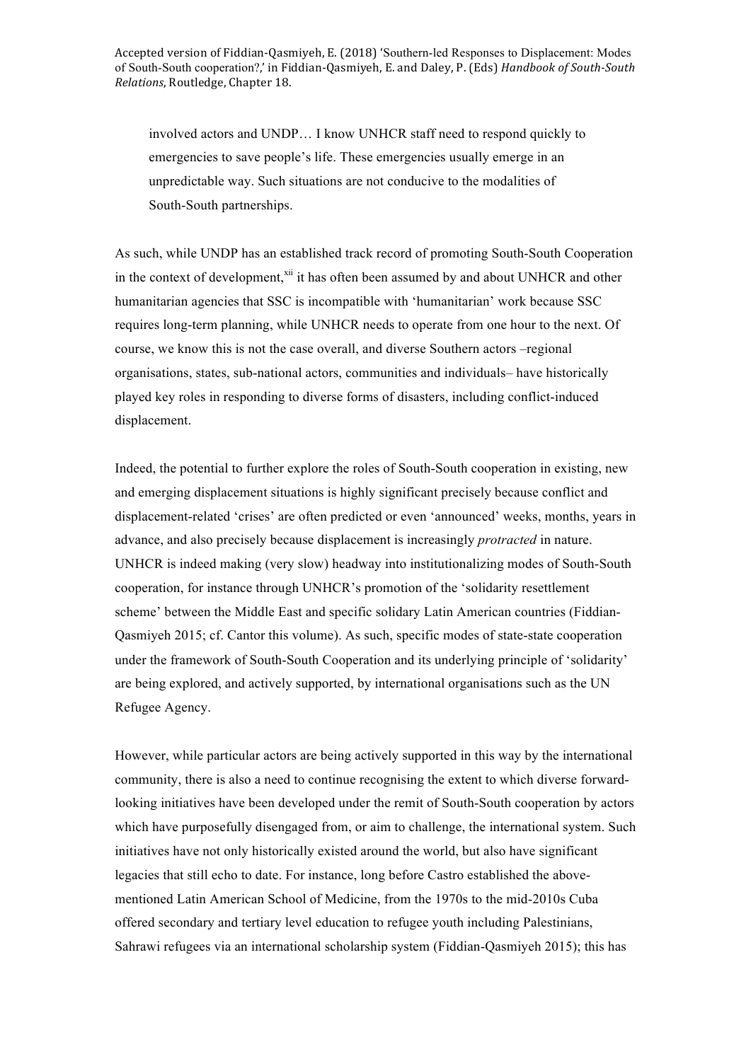> involved actors and UNDP… I know UNHCR staff need to respond quickly to emergencies to save people's life. These emergencies usually emerge in an unpredictable way. Such situations are not conducive to the modalities of South-South partnerships.

As such, while UNDP has an established track record of promoting South-South Cooperation in the context of development,[xii] it has often been assumed by and about UNHCR and other humanitarian agencies that SSC is incompatible with 'humanitarian' work because SSC requires long-term planning, while UNHCR needs to operate from one hour to the next. Of course, we know this is not the case overall, and diverse Southern actors –regional organisations, states, sub-national actors, communities and individuals– have historically played key roles in responding to diverse forms of disasters, including conflict-induced displacement.

Indeed, the potential to further explore the roles of South-South cooperation in existing, new and emerging displacement situations is highly significant precisely because conflict and displacement-related 'crises' are often predicted or even 'announced' weeks, months, years in advance, and also precisely because displacement is increasingly *protracted* in nature. UNHCR is indeed making (very slow) headway into institutionalizing modes of South-South cooperation, for instance through UNHCR's promotion of the 'solidarity resettlement scheme' between the Middle East and specific solidary Latin American countries (Fiddian-Qasmiyeh 2015; cf. Cantor this volume). As such, specific modes of state-state cooperation under the framework of South-South Cooperation and its underlying principle of 'solidarity' are being explored, and actively supported, by international organisations such as the UN Refugee Agency.

However, while particular actors are being actively supported in this way by the international community, there is also a need to continue recognising the extent to which diverse forward-looking initiatives have been developed under the remit of South-South cooperation by actors which have purposefully disengaged from, or aim to challenge, the international system. Such initiatives have not only historically existed around the world, but also have significant legacies that still echo to date. For instance, long before Castro established the above-mentioned Latin American School of Medicine, from the 1970s to the mid-2010s Cuba offered secondary and tertiary level education to refugee youth including Palestinians, Sahrawi refugees via an international scholarship system (Fiddian-Qasmiyeh 2015); this has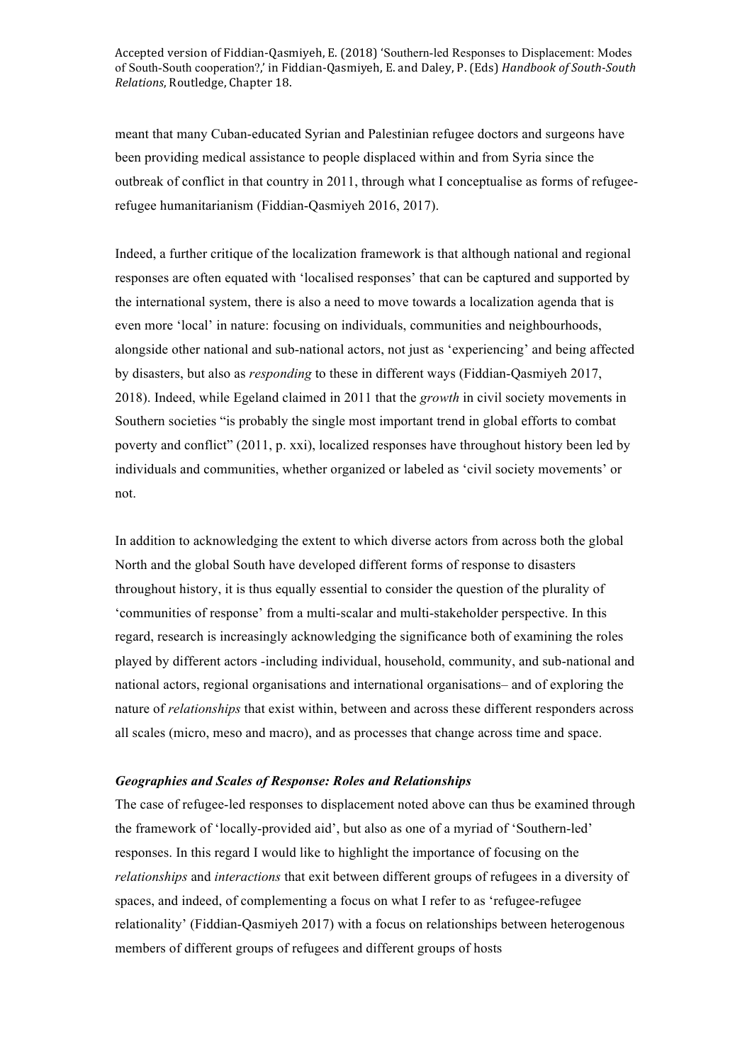meant that many Cuban-educated Syrian and Palestinian refugee doctors and surgeons have been providing medical assistance to people displaced within and from Syria since the outbreak of conflict in that country in 2011, through what I conceptualise as forms of refugee-refugee humanitarianism (Fiddian-Qasmiyeh 2016, 2017).

Indeed, a further critique of the localization framework is that although national and regional responses are often equated with 'localised responses' that can be captured and supported by the international system, there is also a need to move towards a localization agenda that is even more 'local' in nature: focusing on individuals, communities and neighbourhoods, alongside other national and sub-national actors, not just as 'experiencing' and being affected by disasters, but also as *responding* to these in different ways (Fiddian-Qasmiyeh 2017, 2018). Indeed, while Egeland claimed in 2011 that the *growth* in civil society movements in Southern societies "is probably the single most important trend in global efforts to combat poverty and conflict" (2011, p. xxi), localized responses have throughout history been led by individuals and communities, whether organized or labeled as 'civil society movements' or not.

In addition to acknowledging the extent to which diverse actors from across both the global North and the global South have developed different forms of response to disasters throughout history, it is thus equally essential to consider the question of the plurality of 'communities of response' from a multi-scalar and multi-stakeholder perspective. In this regard, research is increasingly acknowledging the significance both of examining the roles played by different actors -including individual, household, community, and sub-national and national actors, regional organisations and international organisations– and of exploring the nature of *relationships* that exist within, between and across these different responders across all scales (micro, meso and macro), and as processes that change across time and space.

### *Geographies and Scales of Response: Roles and Relationships*

The case of refugee-led responses to displacement noted above can thus be examined through the framework of 'locally-provided aid', but also as one of a myriad of 'Southern-led' responses. In this regard I would like to highlight the importance of focusing on the *relationships* and *interactions* that exit between different groups of refugees in a diversity of spaces, and indeed, of complementing a focus on what I refer to as 'refugee-refugee relationality' (Fiddian-Qasmiyeh 2017) with a focus on relationships between heterogenous members of different groups of refugees and different groups of hosts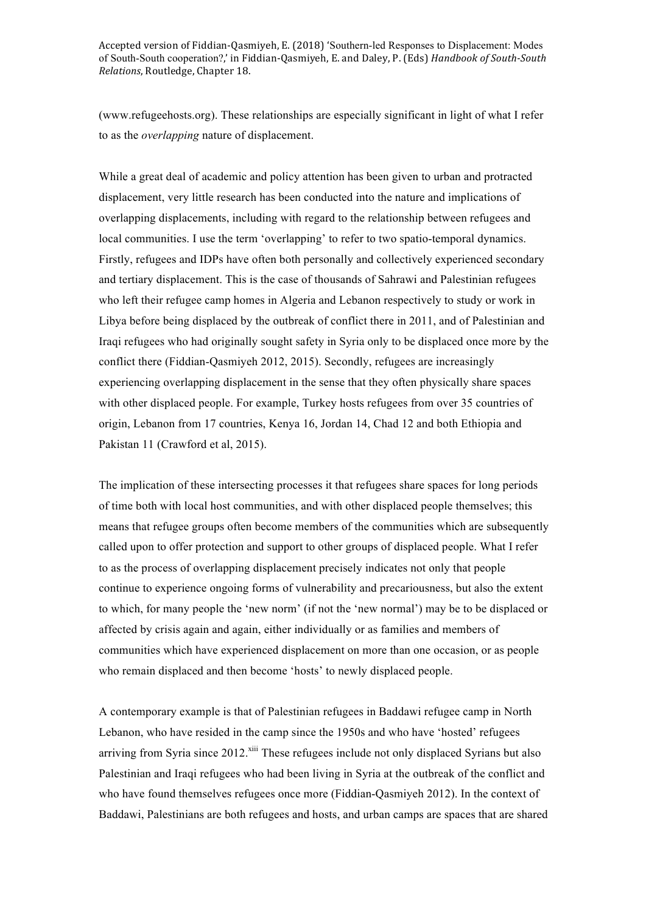(www.refugeehosts.org). These relationships are especially significant in light of what I refer to as the *overlapping* nature of displacement.

While a great deal of academic and policy attention has been given to urban and protracted displacement, very little research has been conducted into the nature and implications of overlapping displacements, including with regard to the relationship between refugees and local communities. I use the term 'overlapping' to refer to two spatio-temporal dynamics. Firstly, refugees and IDPs have often both personally and collectively experienced secondary and tertiary displacement. This is the case of thousands of Sahrawi and Palestinian refugees who left their refugee camp homes in Algeria and Lebanon respectively to study or work in Libya before being displaced by the outbreak of conflict there in 2011, and of Palestinian and Iraqi refugees who had originally sought safety in Syria only to be displaced once more by the conflict there (Fiddian-Qasmiyeh 2012, 2015). Secondly, refugees are increasingly experiencing overlapping displacement in the sense that they often physically share spaces with other displaced people. For example, Turkey hosts refugees from over 35 countries of origin, Lebanon from 17 countries, Kenya 16, Jordan 14, Chad 12 and both Ethiopia and Pakistan 11 (Crawford et al, 2015).

The implication of these intersecting processes it that refugees share spaces for long periods of time both with local host communities, and with other displaced people themselves; this means that refugee groups often become members of the communities which are subsequently called upon to offer protection and support to other groups of displaced people. What I refer to as the process of overlapping displacement precisely indicates not only that people continue to experience ongoing forms of vulnerability and precariousness, but also the extent to which, for many people the 'new norm' (if not the 'new normal') may be to be displaced or affected by crisis again and again, either individually or as families and members of communities which have experienced displacement on more than one occasion, or as people who remain displaced and then become 'hosts' to newly displaced people.

A contemporary example is that of Palestinian refugees in Baddawi refugee camp in North Lebanon, who have resided in the camp since the 1950s and who have 'hosted' refugees arriving from Syria since 2012.[xiii] These refugees include not only displaced Syrians but also Palestinian and Iraqi refugees who had been living in Syria at the outbreak of the conflict and who have found themselves refugees once more (Fiddian-Qasmiyeh 2012). In the context of Baddawi, Palestinians are both refugees and hosts, and urban camps are spaces that are shared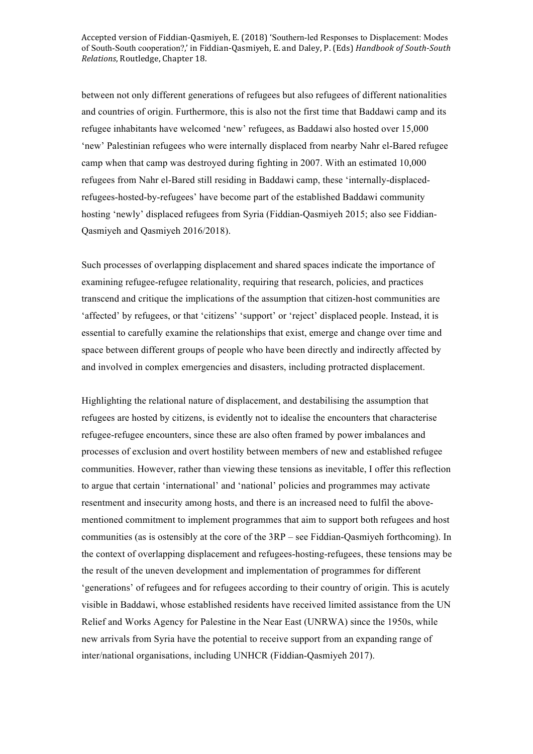between not only different generations of refugees but also refugees of different nationalities and countries of origin. Furthermore, this is also not the first time that Baddawi camp and its refugee inhabitants have welcomed 'new' refugees, as Baddawi also hosted over 15,000 'new' Palestinian refugees who were internally displaced from nearby Nahr el-Bared refugee camp when that camp was destroyed during fighting in 2007. With an estimated 10,000 refugees from Nahr el-Bared still residing in Baddawi camp, these 'internally-displaced-refugees-hosted-by-refugees' have become part of the established Baddawi community hosting 'newly' displaced refugees from Syria (Fiddian-Qasmiyeh 2015; also see Fiddian-Qasmiyeh and Qasmiyeh 2016/2018).

Such processes of overlapping displacement and shared spaces indicate the importance of examining refugee-refugee relationality, requiring that research, policies, and practices transcend and critique the implications of the assumption that citizen-host communities are 'affected' by refugees, or that 'citizens' 'support' or 'reject' displaced people. Instead, it is essential to carefully examine the relationships that exist, emerge and change over time and space between different groups of people who have been directly and indirectly affected by and involved in complex emergencies and disasters, including protracted displacement.

Highlighting the relational nature of displacement, and destabilising the assumption that refugees are hosted by citizens, is evidently not to idealise the encounters that characterise refugee-refugee encounters, since these are also often framed by power imbalances and processes of exclusion and overt hostility between members of new and established refugee communities. However, rather than viewing these tensions as inevitable, I offer this reflection to argue that certain 'international' and 'national' policies and programmes may activate resentment and insecurity among hosts, and there is an increased need to fulfil the above-mentioned commitment to implement programmes that aim to support both refugees and host communities (as is ostensibly at the core of the 3RP – see Fiddian-Qasmiyeh forthcoming). In the context of overlapping displacement and refugees-hosting-refugees, these tensions may be the result of the uneven development and implementation of programmes for different 'generations' of refugees and for refugees according to their country of origin. This is acutely visible in Baddawi, whose established residents have received limited assistance from the UN Relief and Works Agency for Palestine in the Near East (UNRWA) since the 1950s, while new arrivals from Syria have the potential to receive support from an expanding range of inter/national organisations, including UNHCR (Fiddian-Qasmiyeh 2017).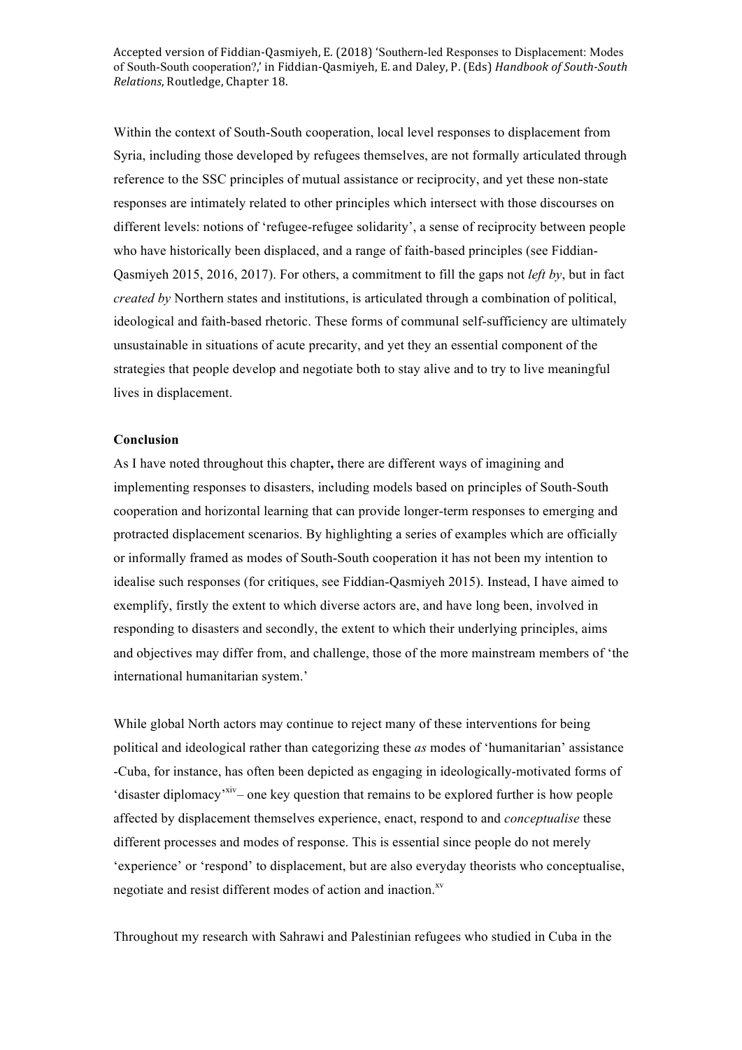Within the context of South-South cooperation, local level responses to displacement from Syria, including those developed by refugees themselves, are not formally articulated through reference to the SSC principles of mutual assistance or reciprocity, and yet these non-state responses are intimately related to other principles which intersect with those discourses on different levels: notions of 'refugee-refugee solidarity', a sense of reciprocity between people who have historically been displaced, and a range of faith-based principles (see Fiddian-Qasmiyeh 2015, 2016, 2017). For others, a commitment to fill the gaps not *left by*, but in fact *created by* Northern states and institutions, is articulated through a combination of political, ideological and faith-based rhetoric. These forms of communal self-sufficiency are ultimately unsustainable in situations of acute precarity, and yet they an essential component of the strategies that people develop and negotiate both to stay alive and to try to live meaningful lives in displacement.

**Conclusion**

As I have noted throughout this chapter**,** there are different ways of imagining and implementing responses to disasters, including models based on principles of South-South cooperation and horizontal learning that can provide longer-term responses to emerging and protracted displacement scenarios. By highlighting a series of examples which are officially or informally framed as modes of South-South cooperation it has not been my intention to idealise such responses (for critiques, see Fiddian-Qasmiyeh 2015). Instead, I have aimed to exemplify, firstly the extent to which diverse actors are, and have long been, involved in responding to disasters and secondly, the extent to which their underlying principles, aims and objectives may differ from, and challenge, those of the more mainstream members of 'the international humanitarian system.'

While global North actors may continue to reject many of these interventions for being political and ideological rather than categorizing these *as* modes of 'humanitarian' assistance -Cuba, for instance, has often been depicted as engaging in ideologically-motivated forms of 'disaster diplomacy'[xiv]– one key question that remains to be explored further is how people affected by displacement themselves experience, enact, respond to and *conceptualise* these different processes and modes of response. This is essential since people do not merely 'experience' or 'respond' to displacement, but are also everyday theorists who conceptualise, negotiate and resist different modes of action and inaction.[xv]

Throughout my research with Sahrawi and Palestinian refugees who studied in Cuba in the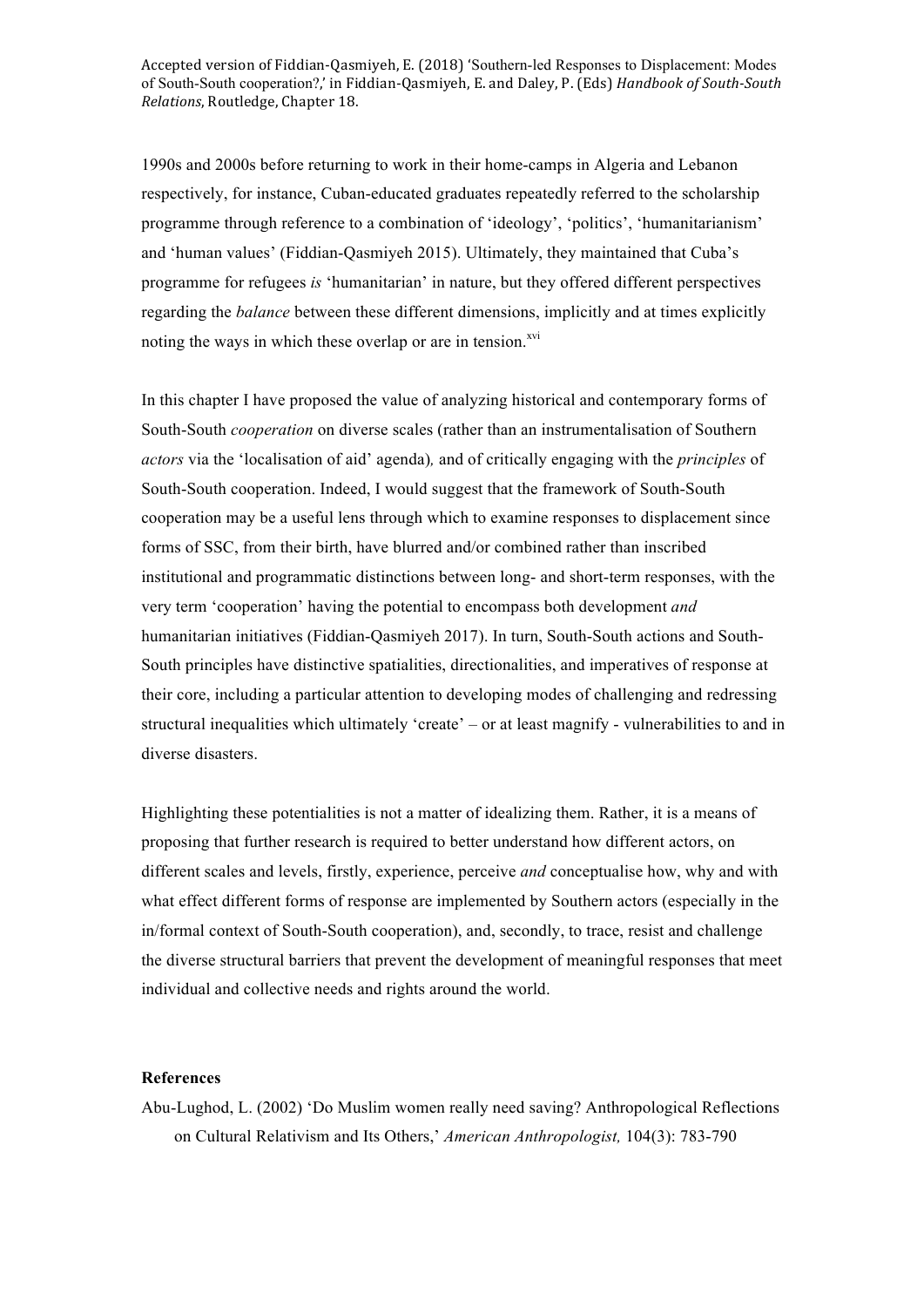1990s and 2000s before returning to work in their home-camps in Algeria and Lebanon respectively, for instance, Cuban-educated graduates repeatedly referred to the scholarship programme through reference to a combination of 'ideology', 'politics', 'humanitarianism' and 'human values' (Fiddian-Qasmiyeh 2015). Ultimately, they maintained that Cuba's programme for refugees *is* 'humanitarian' in nature, but they offered different perspectives regarding the *balance* between these different dimensions, implicitly and at times explicitly noting the ways in which these overlap or are in tension.[xvi]

In this chapter I have proposed the value of analyzing historical and contemporary forms of South-South *cooperation* on diverse scales (rather than an instrumentalisation of Southern *actors* via the 'localisation of aid' agenda), and of critically engaging with the *principles* of South-South cooperation. Indeed, I would suggest that the framework of South-South cooperation may be a useful lens through which to examine responses to displacement since forms of SSC, from their birth, have blurred and/or combined rather than inscribed institutional and programmatic distinctions between long- and short-term responses, with the very term 'cooperation' having the potential to encompass both development *and* humanitarian initiatives (Fiddian-Qasmiyeh 2017). In turn, South-South actions and South-South principles have distinctive spatialities, directionalities, and imperatives of response at their core, including a particular attention to developing modes of challenging and redressing structural inequalities which ultimately 'create' – or at least magnify - vulnerabilities to and in diverse disasters.

Highlighting these potentialities is not a matter of idealizing them. Rather, it is a means of proposing that further research is required to better understand how different actors, on different scales and levels, firstly, experience, perceive *and* conceptualise how, why and with what effect different forms of response are implemented by Southern actors (especially in the in/formal context of South-South cooperation), and, secondly, to trace, resist and challenge the diverse structural barriers that prevent the development of meaningful responses that meet individual and collective needs and rights around the world.

**References**

Abu-Lughod, L. (2002) 'Do Muslim women really need saving? Anthropological Reflections on Cultural Relativism and Its Others,' *American Anthropologist,* 104(3): 783-790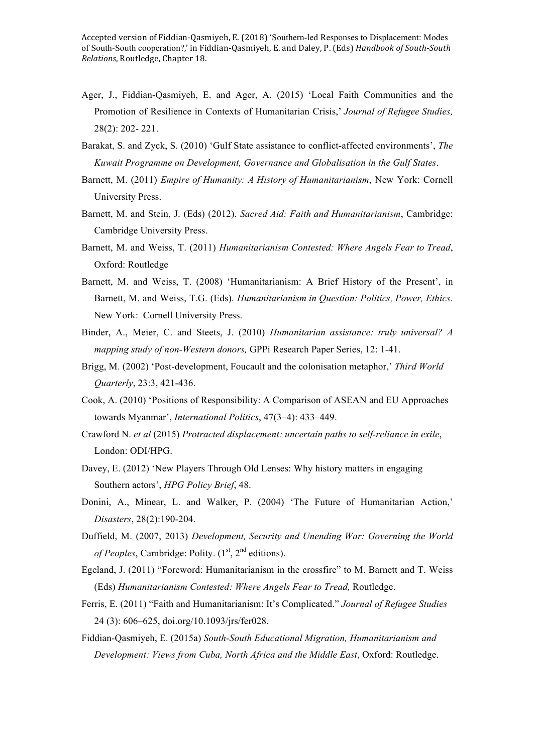Ager, J., Fiddian-Qasmiyeh, E. and Ager, A. (2015) 'Local Faith Communities and the Promotion of Resilience in Contexts of Humanitarian Crisis,' *Journal of Refugee Studies,* 28(2): 202- 221.

Barakat, S. and Zyck, S. (2010) 'Gulf State assistance to conflict-affected environments', *The Kuwait Programme on Development, Governance and Globalisation in the Gulf States*.

Barnett, M. (2011) *Empire of Humanity: A History of Humanitarianism*, New York: Cornell University Press.

Barnett, M. and Stein, J. (Eds) (2012). *Sacred Aid: Faith and Humanitarianism*, Cambridge: Cambridge University Press.

Barnett, M. and Weiss, T. (2011) *Humanitarianism Contested: Where Angels Fear to Tread*, Oxford: Routledge

Barnett, M. and Weiss, T. (2008) 'Humanitarianism: A Brief History of the Present', in Barnett, M. and Weiss, T.G. (Eds). *Humanitarianism in Question: Politics, Power, Ethics*. New York: Cornell University Press.

Binder, A., Meier, C. and Steets, J. (2010) *Humanitarian assistance: truly universal? A mapping study of non-Western donors,* GPPi Research Paper Series, 12: 1-41.

Brigg, M. (2002) 'Post-development, Foucault and the colonisation metaphor,' *Third World Quarterly*, 23:3, 421-436.

Cook, A. (2010) 'Positions of Responsibility: A Comparison of ASEAN and EU Approaches towards Myanmar', *International Politics*, 47(3–4): 433–449.

Crawford N. *et al* (2015) *Protracted displacement: uncertain paths to self-reliance in exile*, London: ODI/HPG.

Davey, E. (2012) 'New Players Through Old Lenses: Why history matters in engaging Southern actors', *HPG Policy Brief*, 48.

Donini, A., Minear, L. and Walker, P. (2004) 'The Future of Humanitarian Action,' *Disasters*, 28(2):190-204.

Duffield, M. (2007, 2013) *Development, Security and Unending War: Governing the World of Peoples*, Cambridge: Polity. (1st, 2nd editions).

Egeland, J. (2011) "Foreword: Humanitarianism in the crossfire" to M. Barnett and T. Weiss (Eds) *Humanitarianism Contested: Where Angels Fear to Tread,* Routledge.

Ferris, E. (2011) "Faith and Humanitarianism: It's Complicated." *Journal of Refugee Studies* 24 (3): 606–625, doi.org/10.1093/jrs/fer028.

Fiddian-Qasmiyeh, E. (2015a) *South-South Educational Migration, Humanitarianism and Development: Views from Cuba, North Africa and the Middle East*, Oxford: Routledge.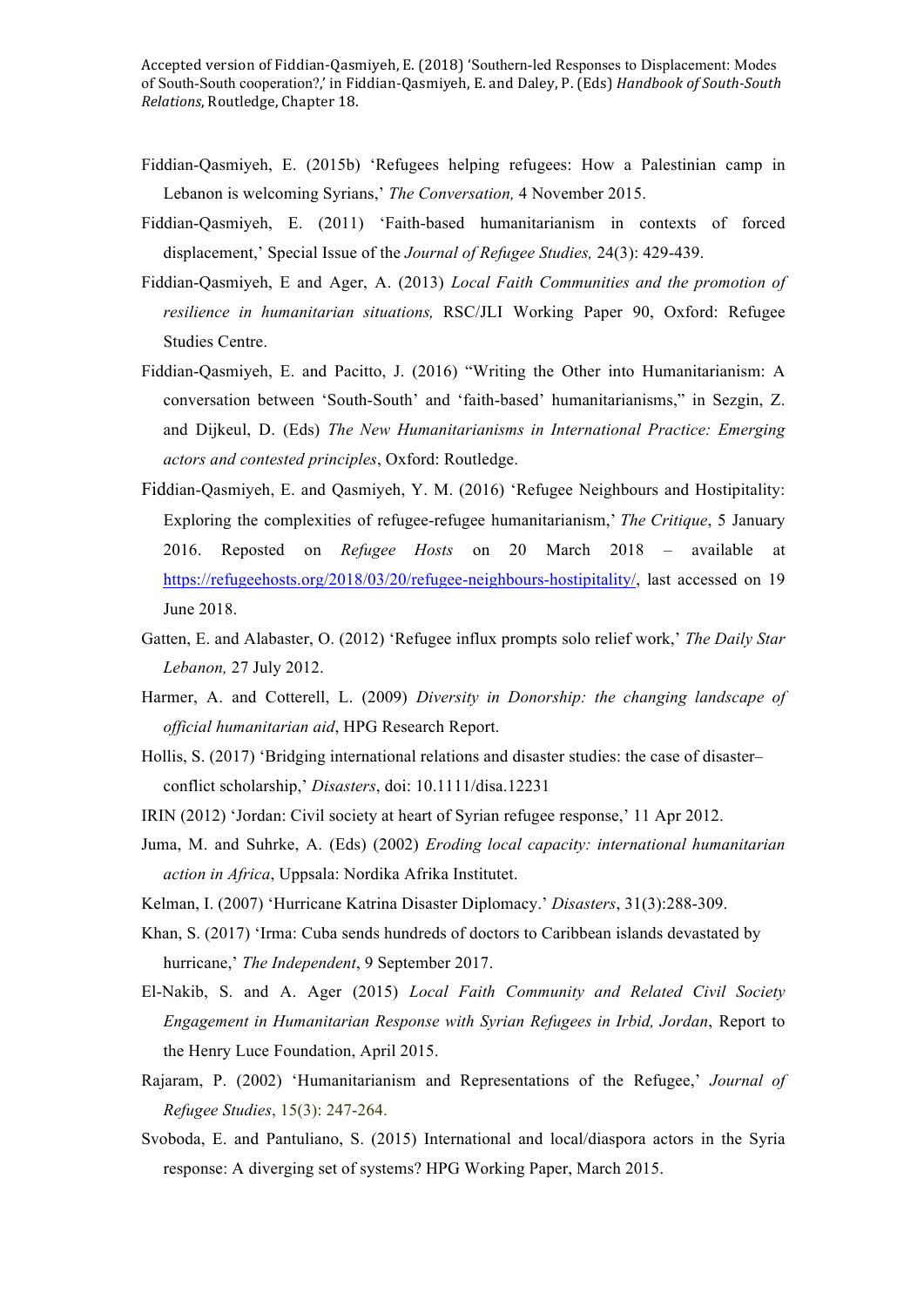Fiddian-Qasmiyeh, E. (2015b) 'Refugees helping refugees: How a Palestinian camp in Lebanon is welcoming Syrians,' *The Conversation,* 4 November 2015.

Fiddian-Qasmiyeh, E. (2011) 'Faith-based humanitarianism in contexts of forced displacement,' Special Issue of the *Journal of Refugee Studies,* 24(3): 429-439.

Fiddian-Qasmiyeh, E and Ager, A. (2013) *Local Faith Communities and the promotion of resilience in humanitarian situations,* RSC/JLI Working Paper 90, Oxford: Refugee Studies Centre.

Fiddian-Qasmiyeh, E. and Pacitto, J. (2016) "Writing the Other into Humanitarianism: A conversation between 'South-South' and 'faith-based' humanitarianisms," in Sezgin, Z. and Dijkeul, D. (Eds) *The New Humanitarianisms in International Practice: Emerging actors and contested principles*, Oxford: Routledge.

Fiddian-Qasmiyeh, E. and Qasmiyeh, Y. M. (2016) 'Refugee Neighbours and Hostipitality: Exploring the complexities of refugee-refugee humanitarianism,' *The Critique*, 5 January 2016. Reposted on *Refugee Hosts* on 20 March 2018 – available at https://refugeehosts.org/2018/03/20/refugee-neighbours-hostipitality/, last accessed on 19 June 2018.

Gatten, E. and Alabaster, O. (2012) 'Refugee influx prompts solo relief work,' *The Daily Star Lebanon,* 27 July 2012.

Harmer, A. and Cotterell, L. (2009) *Diversity in Donorship: the changing landscape of official humanitarian aid*, HPG Research Report.

Hollis, S. (2017) 'Bridging international relations and disaster studies: the case of disaster–conflict scholarship,' *Disasters*, doi: 10.1111/disa.12231

IRIN (2012) 'Jordan: Civil society at heart of Syrian refugee response,' 11 Apr 2012.

Juma, M. and Suhrke, A. (Eds) (2002) *Eroding local capacity: international humanitarian action in Africa*, Uppsala: Nordika Afrika Institutet.

Kelman, I. (2007) 'Hurricane Katrina Disaster Diplomacy.' *Disasters*, 31(3):288-309.

Khan, S. (2017) 'Irma: Cuba sends hundreds of doctors to Caribbean islands devastated by hurricane,' *The Independent*, 9 September 2017.

El-Nakib, S. and A. Ager (2015) *Local Faith Community and Related Civil Society Engagement in Humanitarian Response with Syrian Refugees in Irbid, Jordan*, Report to the Henry Luce Foundation, April 2015.

Rajaram, P. (2002) 'Humanitarianism and Representations of the Refugee,' *Journal of Refugee Studies*, 15(3): 247-264.

Svoboda, E. and Pantuliano, S. (2015) International and local/diaspora actors in the Syria response: A diverging set of systems? HPG Working Paper, March 2015.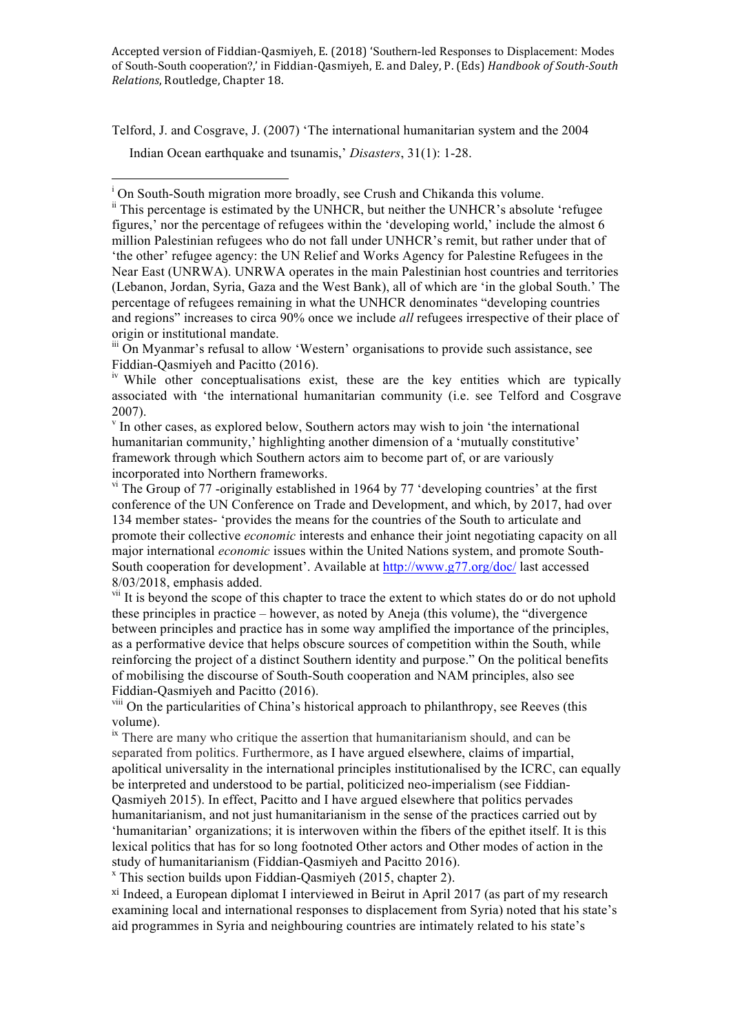Telford, J. and Cosgrave, J. (2007) 'The international humanitarian system and the 2004 Indian Ocean earthquake and tsunamis,' *Disasters*, 31(1): 1-28.

---

[i] On South-South migration more broadly, see Crush and Chikanda this volume.

[ii] This percentage is estimated by the UNHCR, but neither the UNHCR's absolute 'refugee figures,' nor the percentage of refugees within the 'developing world,' include the almost 6 million Palestinian refugees who do not fall under UNHCR's remit, but rather under that of 'the other' refugee agency: the UN Relief and Works Agency for Palestine Refugees in the Near East (UNRWA). UNRWA operates in the main Palestinian host countries and territories (Lebanon, Jordan, Syria, Gaza and the West Bank), all of which are 'in the global South.' The percentage of refugees remaining in what the UNHCR denominates "developing countries and regions" increases to circa 90% once we include *all* refugees irrespective of their place of origin or institutional mandate.

[iii] On Myanmar's refusal to allow 'Western' organisations to provide such assistance, see Fiddian-Qasmiyeh and Pacitto (2016).

[iv] While other conceptualisations exist, these are the key entities which are typically associated with 'the international humanitarian community (i.e. see Telford and Cosgrave 2007).

[v] In other cases, as explored below, Southern actors may wish to join 'the international humanitarian community,' highlighting another dimension of a 'mutually constitutive' framework through which Southern actors aim to become part of, or are variously incorporated into Northern frameworks.

[vi] The Group of 77 -originally established in 1964 by 77 'developing countries' at the first conference of the UN Conference on Trade and Development, and which, by 2017, had over 134 member states- 'provides the means for the countries of the South to articulate and promote their collective *economic* interests and enhance their joint negotiating capacity on all major international *economic* issues within the United Nations system, and promote South-South cooperation for development'. Available at http://www.g77.org/doc/ last accessed 8/03/2018, emphasis added.

[vii] It is beyond the scope of this chapter to trace the extent to which states do or do not uphold these principles in practice – however, as noted by Aneja (this volume), the "divergence between principles and practice has in some way amplified the importance of the principles, as a performative device that helps obscure sources of competition within the South, while reinforcing the project of a distinct Southern identity and purpose." On the political benefits of mobilising the discourse of South-South cooperation and NAM principles, also see Fiddian-Qasmiyeh and Pacitto (2016).

[viii] On the particularities of China's historical approach to philanthropy, see Reeves (this volume).

[ix] There are many who critique the assertion that humanitarianism should, and can be separated from politics. Furthermore, as I have argued elsewhere, claims of impartial, apolitical universality in the international principles institutionalised by the ICRC, can equally be interpreted and understood to be partial, politicized neo-imperialism (see Fiddian-Qasmiyeh 2015). In effect, Pacitto and I have argued elsewhere that politics pervades humanitarianism, and not just humanitarianism in the sense of the practices carried out by 'humanitarian' organizations; it is interwoven within the fibers of the epithet itself. It is this lexical politics that has for so long footnoted Other actors and Other modes of action in the study of humanitarianism (Fiddian-Qasmiyeh and Pacitto 2016).

[x] This section builds upon Fiddian-Qasmiyeh (2015, chapter 2).

[xi] Indeed, a European diplomat I interviewed in Beirut in April 2017 (as part of my research examining local and international responses to displacement from Syria) noted that his state's aid programmes in Syria and neighbouring countries are intimately related to his state's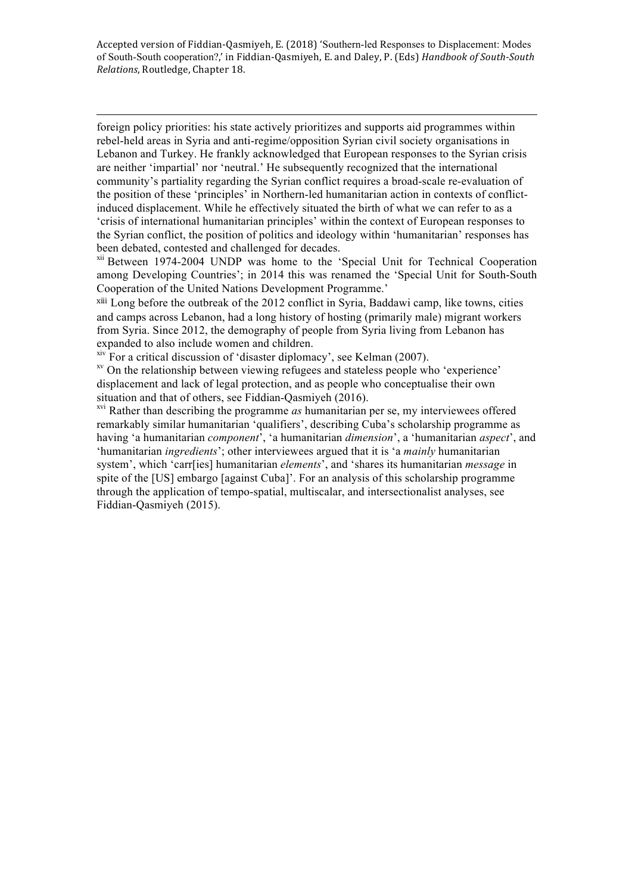foreign policy priorities: his state actively prioritizes and supports aid programmes within rebel-held areas in Syria and anti-regime/opposition Syrian civil society organisations in Lebanon and Turkey. He frankly acknowledged that European responses to the Syrian crisis are neither 'impartial' nor 'neutral.' He subsequently recognized that the international community's partiality regarding the Syrian conflict requires a broad-scale re-evaluation of the position of these 'principles' in Northern-led humanitarian action in contexts of conflict-induced displacement. While he effectively situated the birth of what we can refer to as a 'crisis of international humanitarian principles' within the context of European responses to the Syrian conflict, the position of politics and ideology within 'humanitarian' responses has been debated, contested and challenged for decades.

[xii] Between 1974-2004 UNDP was home to the 'Special Unit for Technical Cooperation among Developing Countries'; in 2014 this was renamed the 'Special Unit for South-South Cooperation of the United Nations Development Programme.'

[xiii] Long before the outbreak of the 2012 conflict in Syria, Baddawi camp, like towns, cities and camps across Lebanon, had a long history of hosting (primarily male) migrant workers from Syria. Since 2012, the demography of people from Syria living from Lebanon has expanded to also include women and children.

[xiv] For a critical discussion of 'disaster diplomacy', see Kelman (2007).

[xv] On the relationship between viewing refugees and stateless people who 'experience' displacement and lack of legal protection, and as people who conceptualise their own situation and that of others, see Fiddian-Qasmiyeh (2016).

[xvi] Rather than describing the programme *as* humanitarian per se, my interviewees offered remarkably similar humanitarian 'qualifiers', describing Cuba's scholarship programme as having 'a humanitarian *component*', 'a humanitarian *dimension*', a 'humanitarian *aspect*', and 'humanitarian *ingredients*'; other interviewees argued that it is 'a *mainly* humanitarian system', which 'carr[ies] humanitarian *elements*', and 'shares its humanitarian *message* in spite of the [US] embargo [against Cuba]'. For an analysis of this scholarship programme through the application of tempo-spatial, multiscalar, and intersectionalist analyses, see Fiddian-Qasmiyeh (2015).